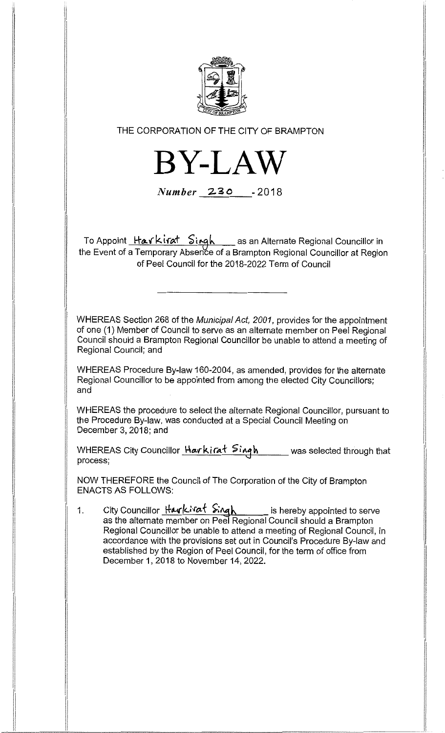THE CORPORATION OF THE CITY OF BRAMPTON

# BY-LAW

*Number* 230 - 2018

To Appoint Harkirat Singh as an Alternate Regional Councillor in the Event of a Temporary Absence of a Brampton Regional Councillor at Region of Peel Council for the 2018-2022 Term of Council

---

WHEREAS Section 268 of the *Municipal Act, 2001*, provides for the appointment of one (1) Member of Council to serve as an alternate member on Peel Regional Council should a Brampton Regional Councillor be unable to attend a meeting of Regional Council; and

WHEREAS Procedure By-law 160-2004, as amended, provides for the alternate Regional Councillor to be appointed from among the elected City Councillors; and

WHEREAS the procedure to select the alternate Regional Councillor, pursuant to the Procedure By-law, was conducted at a Special Council Meeting on December 3, 2018; and

WHEREAS City Councillor Harkirat Singh was selected through that process;

NOW THEREFORE the Council of The Corporation of the City of Brampton ENACTS AS FOLLOWS:

1. City Councillor Harkirat Singh is hereby appointed to serve as the alternate member on Peel Regional Council should a Brampton Regional Councillor be unable to attend a meeting of Regional Council, in accordance with the provisions set out in Council's Procedure By-law and established by the Region of Peel Council, for the term of office from December 1, 2018 to November 14, 2022.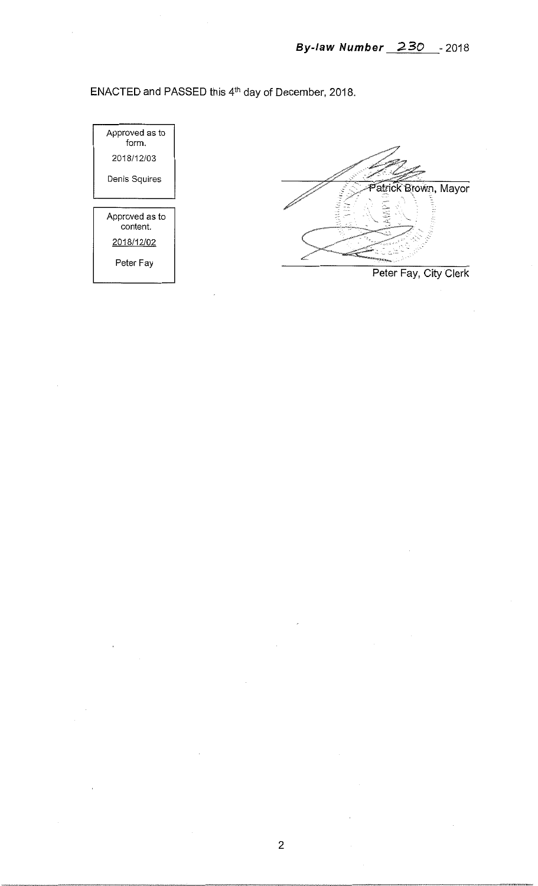**By-law Number 230 - 2018**

ENACTED and PASSED this 4th day of December, 2018.

| |
|---|
| Approved as to form. |
| 2018/12/03 |
| Denis Squires |

| |
|---|
| Approved as to content. |
| 2018/12/02 |
| Peter Fay |

Patrick Brown, Mayor

Peter Fay, City Clerk